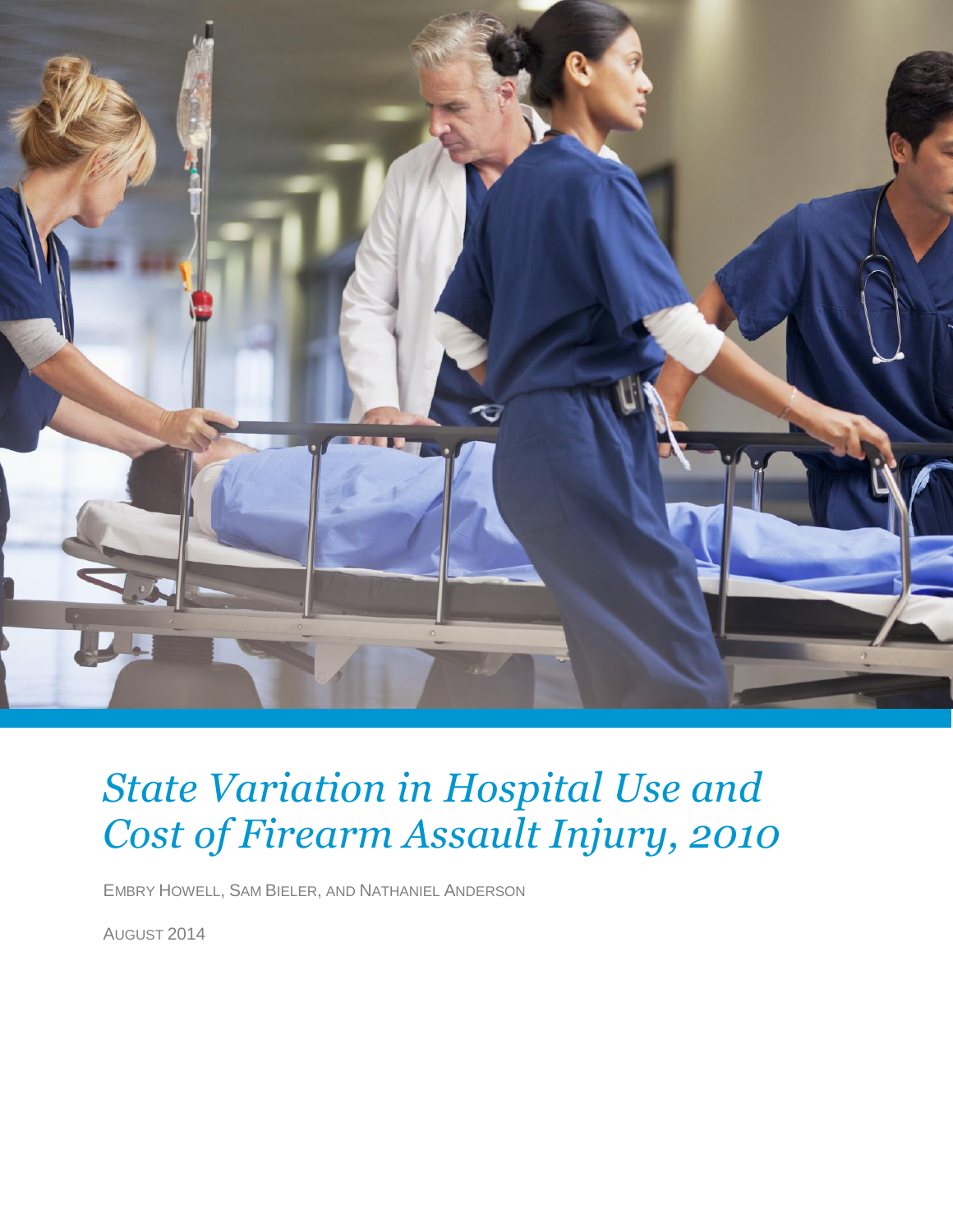# *State Variation in Hospital Use and Cost of Firearm Assault Injury, 2010*

EMBRY HOWELL, SAM BIELER, AND NATHANIEL ANDERSON

AUGUST 2014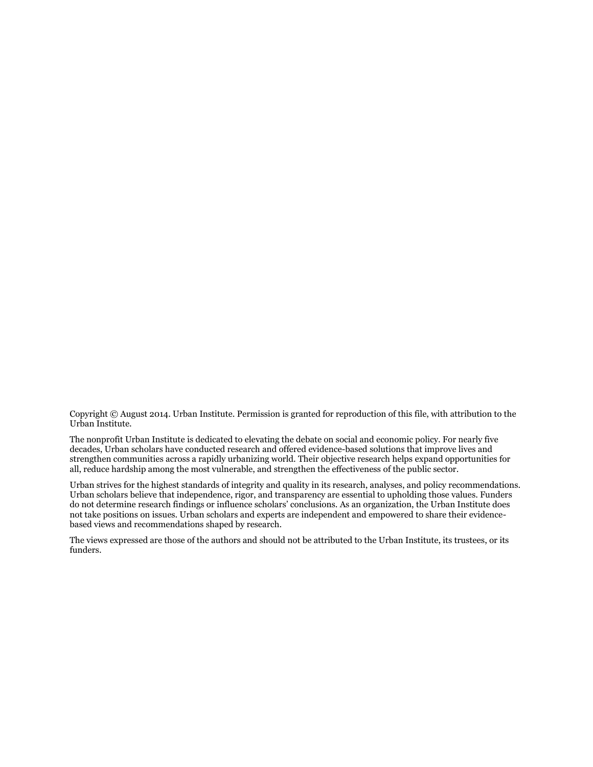Copyright © August 2014. Urban Institute. Permission is granted for reproduction of this file, with attribution to the Urban Institute.

The nonprofit Urban Institute is dedicated to elevating the debate on social and economic policy. For nearly five decades, Urban scholars have conducted research and offered evidence-based solutions that improve lives and strengthen communities across a rapidly urbanizing world. Their objective research helps expand opportunities for all, reduce hardship among the most vulnerable, and strengthen the effectiveness of the public sector.

Urban strives for the highest standards of integrity and quality in its research, analyses, and policy recommendations. Urban scholars believe that independence, rigor, and transparency are essential to upholding those values. Funders do not determine research findings or influence scholars' conclusions. As an organization, the Urban Institute does not take positions on issues. Urban scholars and experts are independent and empowered to share their evidence-based views and recommendations shaped by research.

The views expressed are those of the authors and should not be attributed to the Urban Institute, its trustees, or its funders.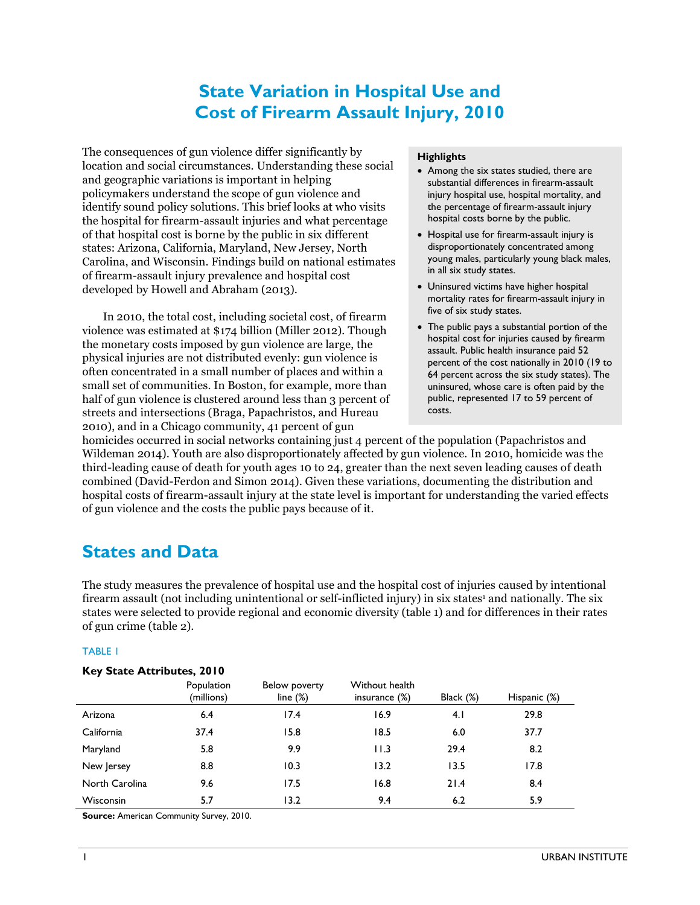# State Variation in Hospital Use and Cost of Firearm Assault Injury, 2010

The consequences of gun violence differ significantly by location and social circumstances. Understanding these social and geographic variations is important in helping policymakers understand the scope of gun violence and identify sound policy solutions. This brief looks at who visits the hospital for firearm-assault injuries and what percentage of that hospital cost is borne by the public in six different states: Arizona, California, Maryland, New Jersey, North Carolina, and Wisconsin. Findings build on national estimates of firearm-assault injury prevalence and hospital cost developed by Howell and Abraham (2013).

In 2010, the total cost, including societal cost, of firearm violence was estimated at $174 billion (Miller 2012). Though the monetary costs imposed by gun violence are large, the physical injuries are not distributed evenly: gun violence is often concentrated in a small number of places and within a small set of communities. In Boston, for example, more than half of gun violence is clustered around less than 3 percent of streets and intersections (Braga, Papachristos, and Hureau 2010), and in a Chicago community, 41 percent of gun homicides occurred in social networks containing just 4 percent of the population (Papachristos and Wildeman 2014). Youth are also disproportionately affected by gun violence. In 2010, homicide was the third-leading cause of death for youth ages 10 to 24, greater than the next seven leading causes of death combined (David-Ferdon and Simon 2014). Given these variations, documenting the distribution and hospital costs of firearm-assault injury at the state level is important for understanding the varied effects of gun violence and the costs the public pays because of it.

**Highlights**

- Among the six states studied, there are substantial differences in firearm-assault injury hospital use, hospital mortality, and the percentage of firearm-assault injury hospital costs borne by the public.
- Hospital use for firearm-assault injury is disproportionately concentrated among young males, particularly young black males, in all six study states.
- Uninsured victims have higher hospital mortality rates for firearm-assault injury in five of six study states.
- The public pays a substantial portion of the hospital cost for injuries caused by firearm assault. Public health insurance paid 52 percent of the cost nationally in 2010 (19 to 64 percent across the six study states). The uninsured, whose care is often paid by the public, represented 17 to 59 percent of costs.

## States and Data

The study measures the prevalence of hospital use and the hospital cost of injuries caused by intentional firearm assault (not including unintentional or self-inflicted injury) in six states[1] and nationally. The six states were selected to provide regional and economic diversity (table 1) and for differences in their rates of gun crime (table 2).

TABLE 1

**Key State Attributes, 2010**

| | Population (millions) | Below poverty line (%) | Without health insurance (%) | Black (%) | Hispanic (%) |
|---|---|---|---|---|---|
| Arizona | 6.4 | 17.4 | 16.9 | 4.1 | 29.8 |
| California | 37.4 | 15.8 | 18.5 | 6.0 | 37.7 |
| Maryland | 5.8 | 9.9 | 11.3 | 29.4 | 8.2 |
| New Jersey | 8.8 | 10.3 | 13.2 | 13.5 | 17.8 |
| North Carolina | 9.6 | 17.5 | 16.8 | 21.4 | 8.4 |
| Wisconsin | 5.7 | 13.2 | 9.4 | 6.2 | 5.9 |

**Source:** American Community Survey, 2010.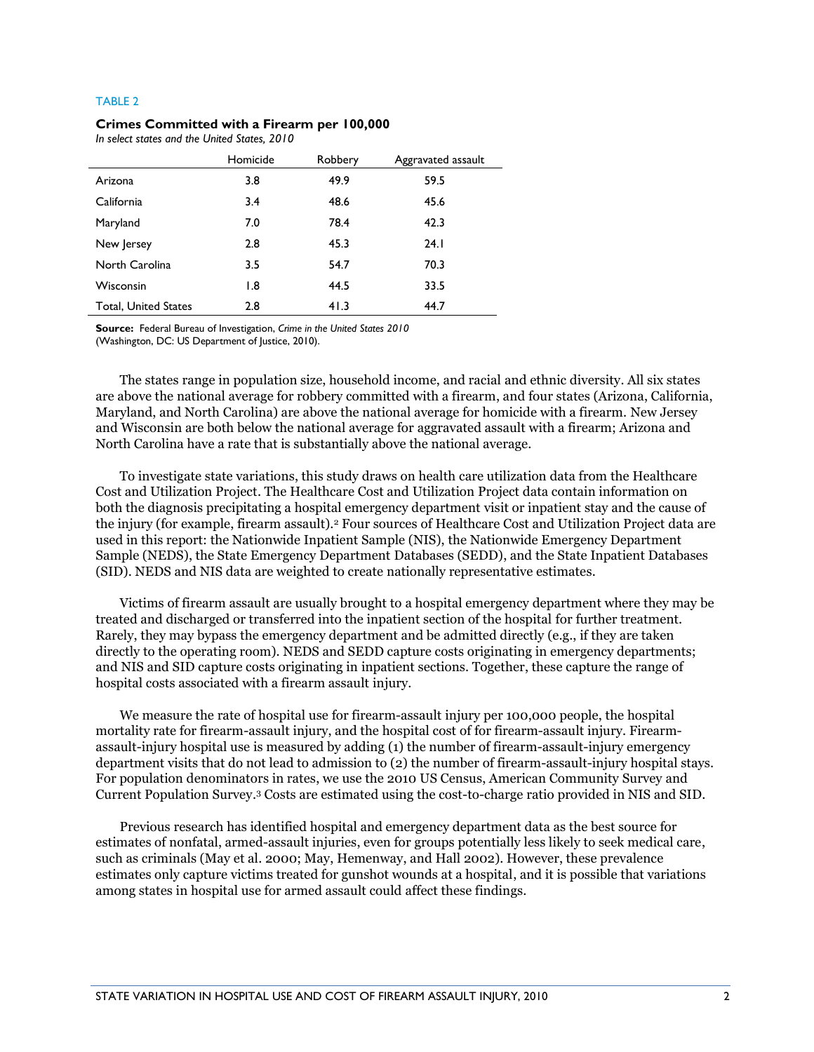TABLE 2

**Crimes Committed with a Firearm per 100,000**
*In select states and the United States, 2010*

| | Homicide | Robbery | Aggravated assault |
|---|---|---|---|
| Arizona | 3.8 | 49.9 | 59.5 |
| California | 3.4 | 48.6 | 45.6 |
| Maryland | 7.0 | 78.4 | 42.3 |
| New Jersey | 2.8 | 45.3 | 24.1 |
| North Carolina | 3.5 | 54.7 | 70.3 |
| Wisconsin | 1.8 | 44.5 | 33.5 |
| Total, United States | 2.8 | 41.3 | 44.7 |

**Source:** Federal Bureau of Investigation, *Crime in the United States 2010* (Washington, DC: US Department of Justice, 2010).

The states range in population size, household income, and racial and ethnic diversity. All six states are above the national average for robbery committed with a firearm, and four states (Arizona, California, Maryland, and North Carolina) are above the national average for homicide with a firearm. New Jersey and Wisconsin are both below the national average for aggravated assault with a firearm; Arizona and North Carolina have a rate that is substantially above the national average.

To investigate state variations, this study draws on health care utilization data from the Healthcare Cost and Utilization Project. The Healthcare Cost and Utilization Project data contain information on both the diagnosis precipitating a hospital emergency department visit or inpatient stay and the cause of the injury (for example, firearm assault).[2] Four sources of Healthcare Cost and Utilization Project data are used in this report: the Nationwide Inpatient Sample (NIS), the Nationwide Emergency Department Sample (NEDS), the State Emergency Department Databases (SEDD), and the State Inpatient Databases (SID). NEDS and NIS data are weighted to create nationally representative estimates.

Victims of firearm assault are usually brought to a hospital emergency department where they may be treated and discharged or transferred into the inpatient section of the hospital for further treatment. Rarely, they may bypass the emergency department and be admitted directly (e.g., if they are taken directly to the operating room). NEDS and SEDD capture costs originating in emergency departments; and NIS and SID capture costs originating in inpatient sections. Together, these capture the range of hospital costs associated with a firearm assault injury.

We measure the rate of hospital use for firearm-assault injury per 100,000 people, the hospital mortality rate for firearm-assault injury, and the hospital cost of for firearm-assault injury. Firearm-assault-injury hospital use is measured by adding (1) the number of firearm-assault-injury emergency department visits that do not lead to admission to (2) the number of firearm-assault-injury hospital stays. For population denominators in rates, we use the 2010 US Census, American Community Survey and Current Population Survey.[3] Costs are estimated using the cost-to-charge ratio provided in NIS and SID.

Previous research has identified hospital and emergency department data as the best source for estimates of nonfatal, armed-assault injuries, even for groups potentially less likely to seek medical care, such as criminals (May et al. 2000; May, Hemenway, and Hall 2002). However, these prevalence estimates only capture victims treated for gunshot wounds at a hospital, and it is possible that variations among states in hospital use for armed assault could affect these findings.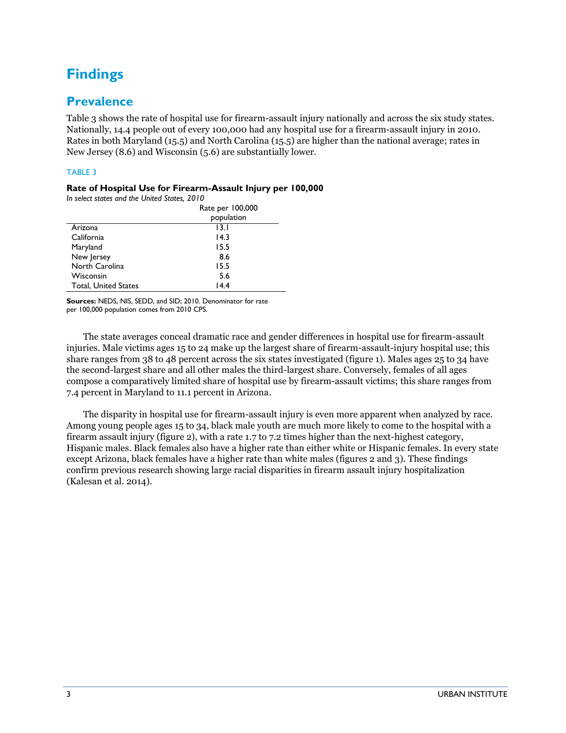## Findings

### Prevalence

Table 3 shows the rate of hospital use for firearm-assault injury nationally and across the six study states. Nationally, 14.4 people out of every 100,000 had any hospital use for a firearm-assault injury in 2010. Rates in both Maryland (15.5) and North Carolina (15.5) are higher than the national average; rates in New Jersey (8.6) and Wisconsin (5.6) are substantially lower.

TABLE 3

**Rate of Hospital Use for Firearm-Assault Injury per 100,000**

*In select states and the United States, 2010*

| | Rate per 100,000 population |
|---|---|
| Arizona | 13.1 |
| California | 14.3 |
| Maryland | 15.5 |
| New Jersey | 8.6 |
| North Carolina | 15.5 |
| Wisconsin | 5.6 |
| Total, United States | 14.4 |

**Sources:** NEDS, NIS, SEDD, and SID; 2010. Denominator for rate per 100,000 population comes from 2010 CPS.

The state averages conceal dramatic race and gender differences in hospital use for firearm-assault injuries. Male victims ages 15 to 24 make up the largest share of firearm-assault-injury hospital use; this share ranges from 38 to 48 percent across the six states investigated (figure 1). Males ages 25 to 34 have the second-largest share and all other males the third-largest share. Conversely, females of all ages compose a comparatively limited share of hospital use by firearm-assault victims; this share ranges from 7.4 percent in Maryland to 11.1 percent in Arizona.

The disparity in hospital use for firearm-assault injury is even more apparent when analyzed by race. Among young people ages 15 to 34, black male youth are much more likely to come to the hospital with a firearm assault injury (figure 2), with a rate 1.7 to 7.2 times higher than the next-highest category, Hispanic males. Black females also have a higher rate than either white or Hispanic females. In every state except Arizona, black females have a higher rate than white males (figures 2 and 3). These findings confirm previous research showing large racial disparities in firearm assault injury hospitalization (Kalesan et al. 2014).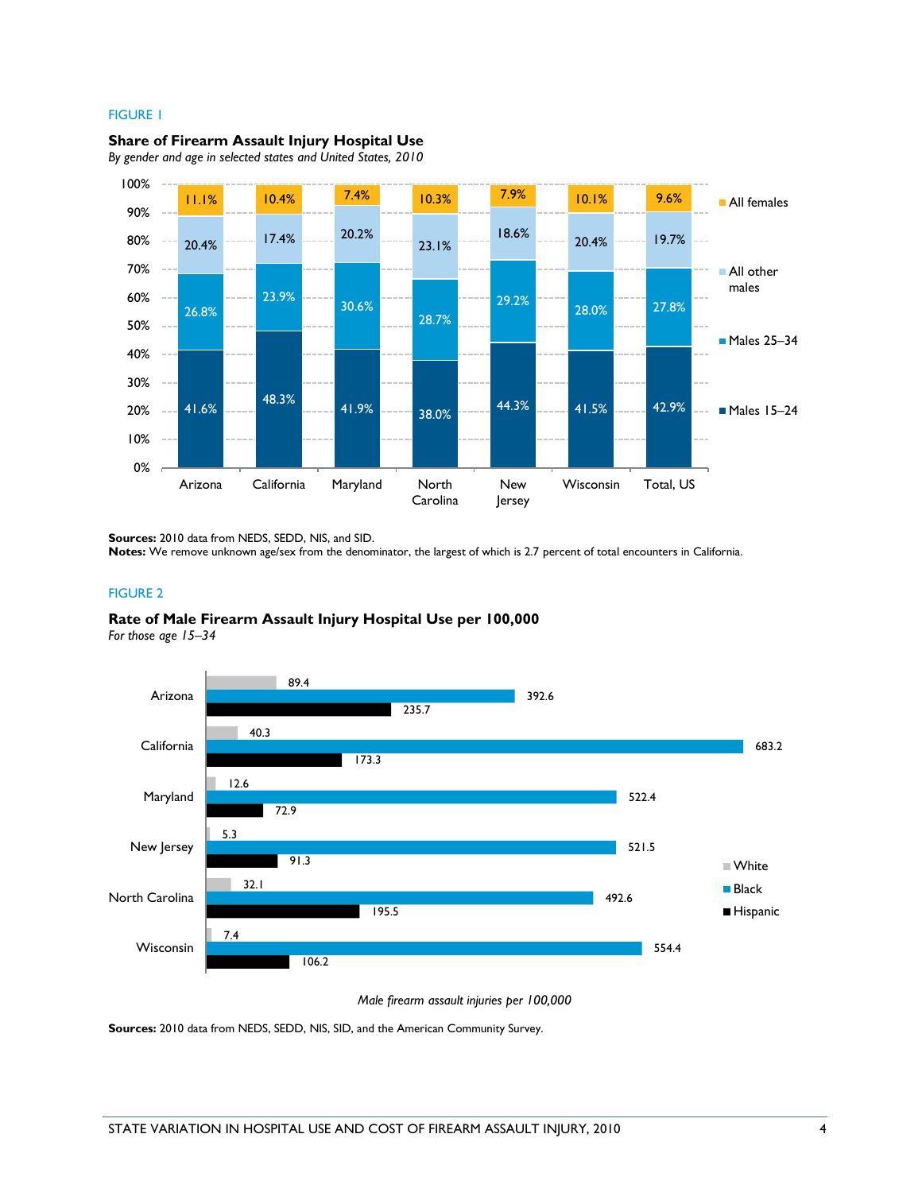FIGURE 1

**Share of Firearm Assault Injury Hospital Use**

*By gender and age in selected states and United States, 2010*

| | Arizona | California | Maryland | North Carolina | New Jersey | Wisconsin | Total, US |
|---|---|---|---|---|---|---|---|
| All females | 11.1% | 10.4% | 7.4% | 10.3% | 7.9% | 10.1% | 9.6% |
| All other males | 20.4% | 17.4% | 20.2% | 23.1% | 18.6% | 20.4% | 19.7% |
| Males 25–34 | 26.8% | 23.9% | 30.6% | 28.7% | 29.2% | 28.0% | 27.8% |
| Males 15–24 | 41.6% | 48.3% | 41.9% | 38.0% | 44.3% | 41.5% | 42.9% |

**Sources:** 2010 data from NEDS, SEDD, NIS, and SID.

**Notes:** We remove unknown age/sex from the denominator, the largest of which is 2.7 percent of total encounters in California.

FIGURE 2

**Rate of Male Firearm Assault Injury Hospital Use per 100,000**

*For those age 15–34*

| | White | Black | Hispanic |
|---|---|---|---|
| Arizona | 89.4 | 392.6 | 235.7 |
| California | 40.3 | 683.2 | 173.3 |
| Maryland | 12.6 | 522.4 | 72.9 |
| New Jersey | 5.3 | 521.5 | 91.3 |
| North Carolina | 32.1 | 492.6 | 195.5 |
| Wisconsin | 7.4 | 554.4 | 106.2 |

*Male firearm assault injuries per 100,000*

**Sources:** 2010 data from NEDS, SEDD, NIS, SID, and the American Community Survey.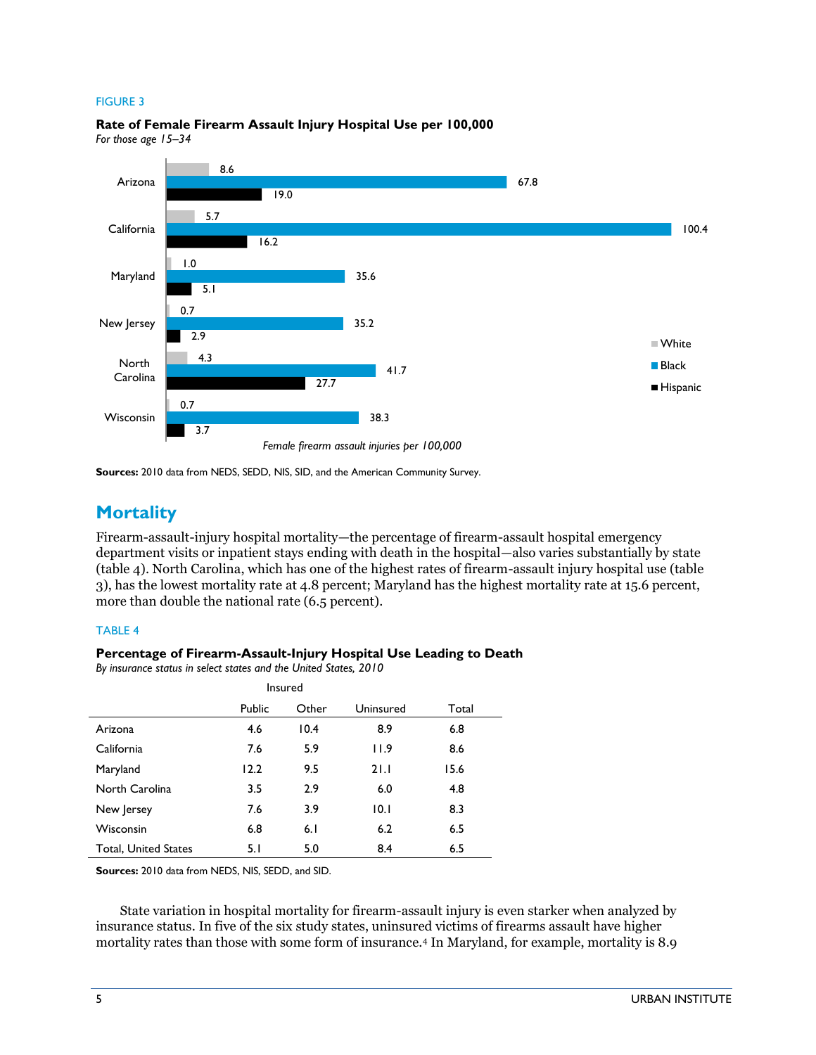FIGURE 3

**Rate of Female Firearm Assault Injury Hospital Use per 100,000**

*For those age 15–34*

| State | White | Black | Hispanic |
|---|---|---|---|
| Arizona | 8.6 | 67.8 | 19.0 |
| California | 5.7 | 100.4 | 16.2 |
| Maryland | 1.0 | 35.6 | 5.1 |
| New Jersey | 0.7 | 35.2 | 2.9 |
| North Carolina | 4.3 | 41.7 | 27.7 |
| Wisconsin | 0.7 | 38.3 | 3.7 |

*Female firearm assault injuries per 100,000*

**Sources:** 2010 data from NEDS, SEDD, NIS, SID, and the American Community Survey.

## Mortality

Firearm-assault-injury hospital mortality—the percentage of firearm-assault hospital emergency department visits or inpatient stays ending with death in the hospital—also varies substantially by state (table 4). North Carolina, which has one of the highest rates of firearm-assault injury hospital use (table 3), has the lowest mortality rate at 4.8 percent; Maryland has the highest mortality rate at 15.6 percent, more than double the national rate (6.5 percent).

TABLE 4

**Percentage of Firearm-Assault-Injury Hospital Use Leading to Death**

*By insurance status in select states and the United States, 2010*

| | Insured | | | |
|---|---|---|---|---|
| | Public | Other | Uninsured | Total |
| Arizona | 4.6 | 10.4 | 8.9 | 6.8 |
| California | 7.6 | 5.9 | 11.9 | 8.6 |
| Maryland | 12.2 | 9.5 | 21.1 | 15.6 |
| North Carolina | 3.5 | 2.9 | 6.0 | 4.8 |
| New Jersey | 7.6 | 3.9 | 10.1 | 8.3 |
| Wisconsin | 6.8 | 6.1 | 6.2 | 6.5 |
| Total, United States | 5.1 | 5.0 | 8.4 | 6.5 |

**Sources:** 2010 data from NEDS, NIS, SEDD, and SID.

State variation in hospital mortality for firearm-assault injury is even starker when analyzed by insurance status. In five of the six study states, uninsured victims of firearms assault have higher mortality rates than those with some form of insurance.[4] In Maryland, for example, mortality is 8.9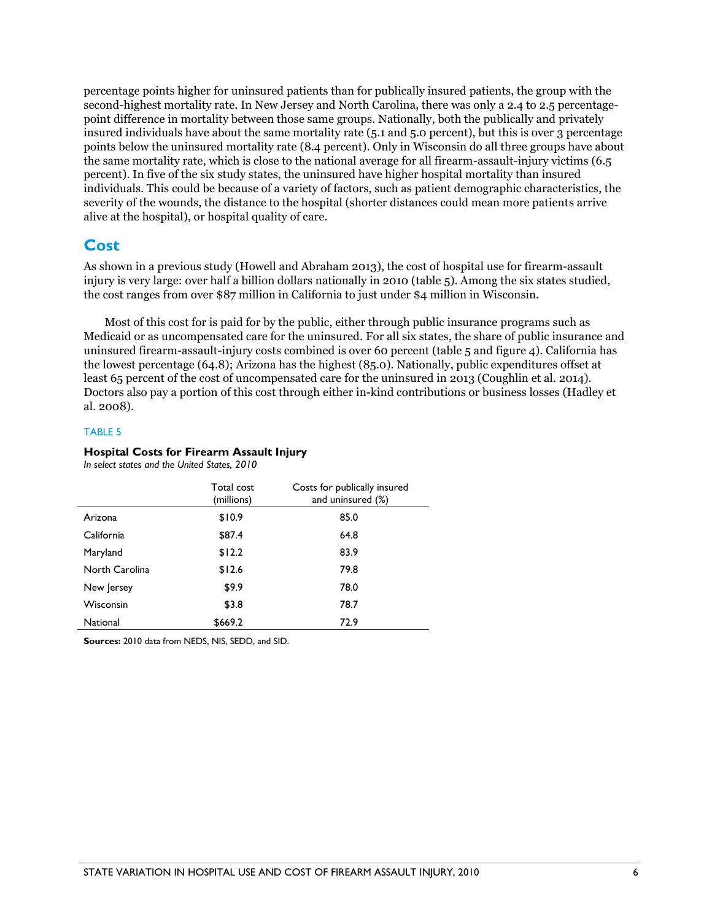percentage points higher for uninsured patients than for publically insured patients, the group with the second-highest mortality rate. In New Jersey and North Carolina, there was only a 2.4 to 2.5 percentage-point difference in mortality between those same groups. Nationally, both the publically and privately insured individuals have about the same mortality rate (5.1 and 5.0 percent), but this is over 3 percentage points below the uninsured mortality rate (8.4 percent). Only in Wisconsin do all three groups have about the same mortality rate, which is close to the national average for all firearm-assault-injury victims (6.5 percent). In five of the six study states, the uninsured have higher hospital mortality than insured individuals. This could be because of a variety of factors, such as patient demographic characteristics, the severity of the wounds, the distance to the hospital (shorter distances could mean more patients arrive alive at the hospital), or hospital quality of care.

## Cost

As shown in a previous study (Howell and Abraham 2013), the cost of hospital use for firearm-assault injury is very large: over half a billion dollars nationally in 2010 (table 5). Among the six states studied, the cost ranges from over $87 million in California to just under $4 million in Wisconsin.

Most of this cost for is paid for by the public, either through public insurance programs such as Medicaid or as uncompensated care for the uninsured. For all six states, the share of public insurance and uninsured firearm-assault-injury costs combined is over 60 percent (table 5 and figure 4). California has the lowest percentage (64.8); Arizona has the highest (85.0). Nationally, public expenditures offset at least 65 percent of the cost of uncompensated care for the uninsured in 2013 (Coughlin et al. 2014). Doctors also pay a portion of this cost through either in-kind contributions or business losses (Hadley et al. 2008).

TABLE 5

**Hospital Costs for Firearm Assault Injury**
*In select states and the United States, 2010*

| | Total cost (millions) | Costs for publically insured and uninsured (%) |
|---|---|---|
| Arizona | $10.9 | 85.0 |
| California | $87.4 | 64.8 |
| Maryland | $12.2 | 83.9 |
| North Carolina | $12.6 | 79.8 |
| New Jersey | $9.9 | 78.0 |
| Wisconsin | $3.8 | 78.7 |
| National | $669.2 | 72.9 |

**Sources:** 2010 data from NEDS, NIS, SEDD, and SID.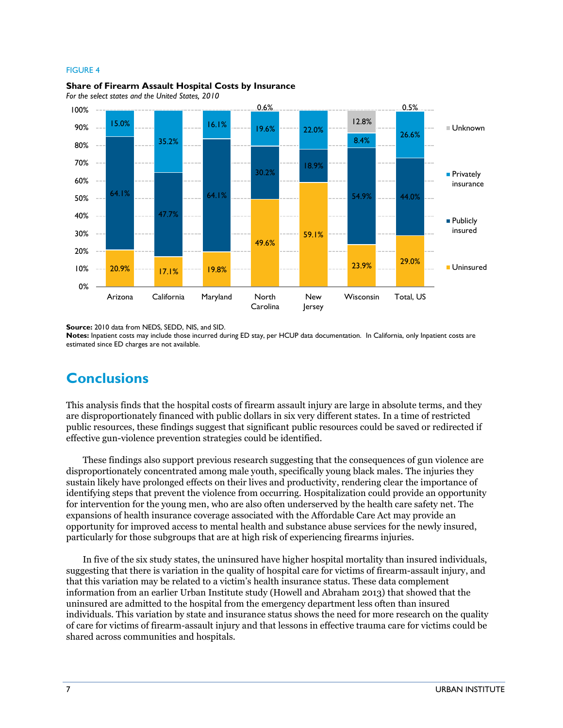FIGURE 4

**Share of Firearm Assault Hospital Costs by Insurance**

*For the select states and the United States, 2010*

| | Arizona | California | Maryland | North Carolina | New Jersey | Wisconsin | Total, US |
|---|---|---|---|---|---|---|---|
| Unknown | | | | 0.6% | | 12.8% | 0.5% |
| Privately insurance | 15.0% | 35.2% | 16.1% | 19.6% | 22.0% | 8.4% | 26.6% |
| Publicly insured | 64.1% | 47.7% | 64.1% | 30.2% | 18.9% | 54.9% | 44.0% |
| Uninsured | 20.9% | 17.1% | 19.8% | 49.6% | 59.1% | 23.9% | 29.0% |

**Source:** 2010 data from NEDS, SEDD, NIS, and SID.

**Notes:** Inpatient costs may include those incurred during ED stay, per HCUP data documentation. In California, only Inpatient costs are estimated since ED charges are not available.

# Conclusions

This analysis finds that the hospital costs of firearm assault injury are large in absolute terms, and they are disproportionately financed with public dollars in six very different states. In a time of restricted public resources, these findings suggest that significant public resources could be saved or redirected if effective gun-violence prevention strategies could be identified.

These findings also support previous research suggesting that the consequences of gun violence are disproportionately concentrated among male youth, specifically young black males. The injuries they sustain likely have prolonged effects on their lives and productivity, rendering clear the importance of identifying steps that prevent the violence from occurring. Hospitalization could provide an opportunity for intervention for the young men, who are also often underserved by the health care safety net. The expansions of health insurance coverage associated with the Affordable Care Act may provide an opportunity for improved access to mental health and substance abuse services for the newly insured, particularly for those subgroups that are at high risk of experiencing firearms injuries.

In five of the six study states, the uninsured have higher hospital mortality than insured individuals, suggesting that there is variation in the quality of hospital care for victims of firearm-assault injury, and that this variation may be related to a victim's health insurance status. These data complement information from an earlier Urban Institute study (Howell and Abraham 2013) that showed that the uninsured are admitted to the hospital from the emergency department less often than insured individuals. This variation by state and insurance status shows the need for more research on the quality of care for victims of firearm-assault injury and that lessons in effective trauma care for victims could be shared across communities and hospitals.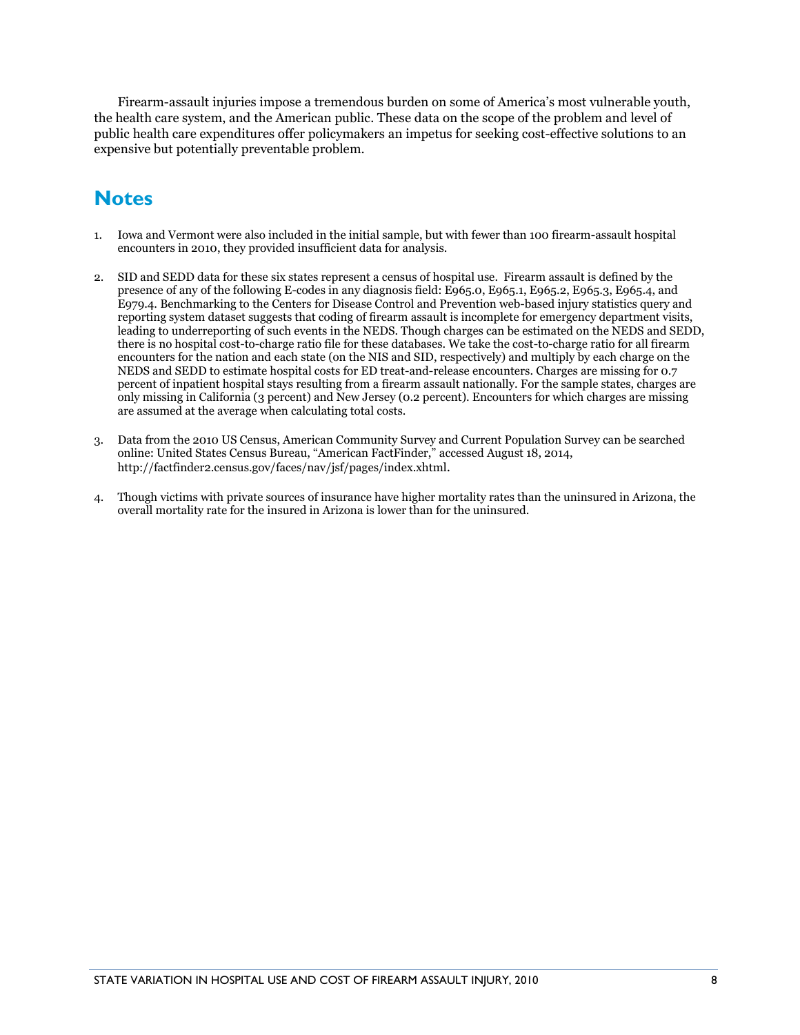Firearm-assault injuries impose a tremendous burden on some of America's most vulnerable youth, the health care system, and the American public. These data on the scope of the problem and level of public health care expenditures offer policymakers an impetus for seeking cost-effective solutions to an expensive but potentially preventable problem.

## Notes

1. Iowa and Vermont were also included in the initial sample, but with fewer than 100 firearm-assault hospital encounters in 2010, they provided insufficient data for analysis.

2. SID and SEDD data for these six states represent a census of hospital use. Firearm assault is defined by the presence of any of the following E-codes in any diagnosis field: E965.0, E965.1, E965.2, E965.3, E965.4, and E979.4. Benchmarking to the Centers for Disease Control and Prevention web-based injury statistics query and reporting system dataset suggests that coding of firearm assault is incomplete for emergency department visits, leading to underreporting of such events in the NEDS. Though charges can be estimated on the NEDS and SEDD, there is no hospital cost-to-charge ratio file for these databases. We take the cost-to-charge ratio for all firearm encounters for the nation and each state (on the NIS and SID, respectively) and multiply by each charge on the NEDS and SEDD to estimate hospital costs for ED treat-and-release encounters. Charges are missing for 0.7 percent of inpatient hospital stays resulting from a firearm assault nationally. For the sample states, charges are only missing in California (3 percent) and New Jersey (0.2 percent). Encounters for which charges are missing are assumed at the average when calculating total costs.

3. Data from the 2010 US Census, American Community Survey and Current Population Survey can be searched online: United States Census Bureau, "American FactFinder," accessed August 18, 2014, http://factfinder2.census.gov/faces/nav/jsf/pages/index.xhtml.

4. Though victims with private sources of insurance have higher mortality rates than the uninsured in Arizona, the overall mortality rate for the insured in Arizona is lower than for the uninsured.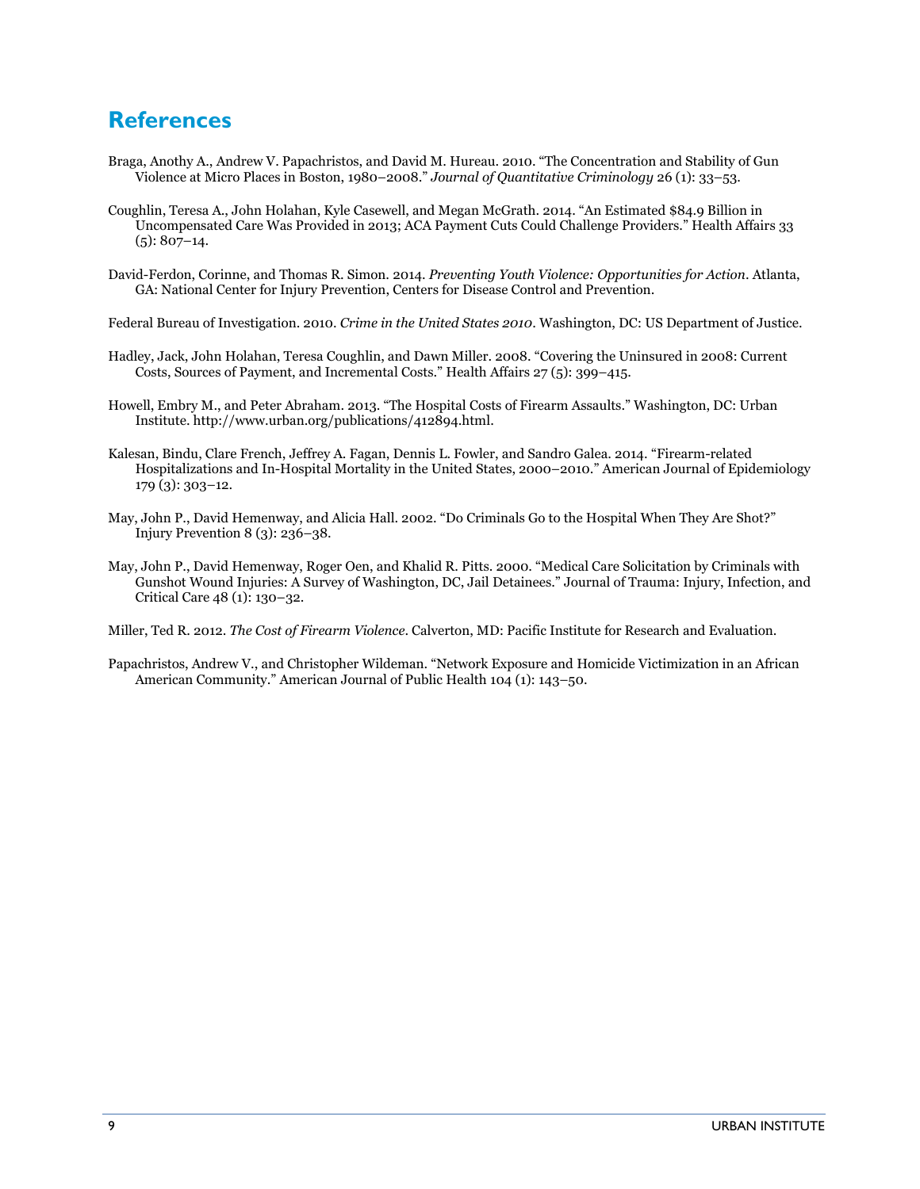## References

Braga, Anothy A., Andrew V. Papachristos, and David M. Hureau. 2010. "The Concentration and Stability of Gun Violence at Micro Places in Boston, 1980–2008." *Journal of Quantitative Criminology* 26 (1): 33–53.

Coughlin, Teresa A., John Holahan, Kyle Casewell, and Megan McGrath. 2014. "An Estimated $84.9 Billion in Uncompensated Care Was Provided in 2013; ACA Payment Cuts Could Challenge Providers." Health Affairs 33 (5): 807–14.

David-Ferdon, Corinne, and Thomas R. Simon. 2014. *Preventing Youth Violence: Opportunities for Action*. Atlanta, GA: National Center for Injury Prevention, Centers for Disease Control and Prevention.

Federal Bureau of Investigation. 2010. *Crime in the United States 2010*. Washington, DC: US Department of Justice.

Hadley, Jack, John Holahan, Teresa Coughlin, and Dawn Miller. 2008. "Covering the Uninsured in 2008: Current Costs, Sources of Payment, and Incremental Costs." Health Affairs 27 (5): 399–415.

Howell, Embry M., and Peter Abraham. 2013. "The Hospital Costs of Firearm Assaults." Washington, DC: Urban Institute. http://www.urban.org/publications/412894.html.

Kalesan, Bindu, Clare French, Jeffrey A. Fagan, Dennis L. Fowler, and Sandro Galea. 2014. "Firearm-related Hospitalizations and In-Hospital Mortality in the United States, 2000–2010." American Journal of Epidemiology 179 (3): 303–12.

May, John P., David Hemenway, and Alicia Hall. 2002. "Do Criminals Go to the Hospital When They Are Shot?" Injury Prevention 8 (3): 236–38.

May, John P., David Hemenway, Roger Oen, and Khalid R. Pitts. 2000. "Medical Care Solicitation by Criminals with Gunshot Wound Injuries: A Survey of Washington, DC, Jail Detainees." Journal of Trauma: Injury, Infection, and Critical Care 48 (1): 130–32.

Miller, Ted R. 2012. *The Cost of Firearm Violence*. Calverton, MD: Pacific Institute for Research and Evaluation.

Papachristos, Andrew V., and Christopher Wildeman. "Network Exposure and Homicide Victimization in an African American Community." American Journal of Public Health 104 (1): 143–50.